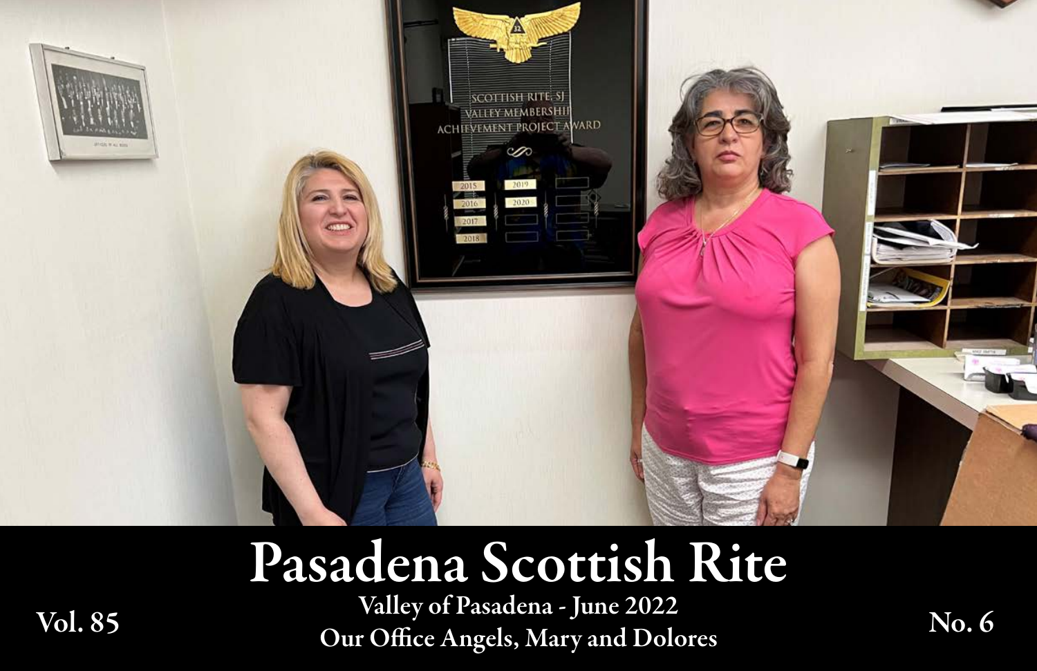# Pasadena Scottish Rite

Vol. 85

Valley of Pasadena - June 2022

Our Office Angels, Mary and Dolores

No. 6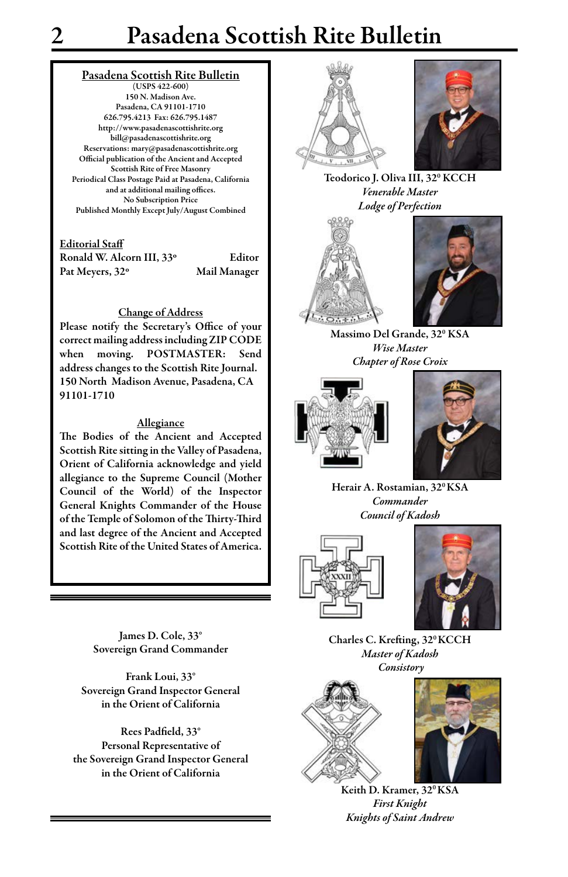## Pasadena Scottish Rite Bulletin

(USPS 422-600)
150 N. Madison Ave.
Pasadena, CA 91101-1710
626.795.4213 Fax: 626.795.1487
http://www.pasadenascottishrite.org
bill@pasadenascottishrite.org
Reservations: mary@pasadenascottishrite.org
Official publication of the Ancient and Accepted Scottish Rite of Free Masonry
Periodical Class Postage Paid at Pasadena, California and at additional mailing offices.
No Subscription Price
Published Monthly Except July/August Combined

**Editorial Staff**

| | |
|---|---|
| Ronald W. Alcorn III, 33° | Editor |
| Pat Meyers, 32° | Mail Manager |

**Change of Address**

Please notify the Secretary's Office of your correct mailing address including ZIP CODE when moving. POSTMASTER: Send address changes to the Scottish Rite Journal. 150 North Madison Avenue, Pasadena, CA 91101-1710

**Allegiance**

The Bodies of the Ancient and Accepted Scottish Rite sitting in the Valley of Pasadena, Orient of California acknowledge and yield allegiance to the Supreme Council (Mother Council of the World) of the Inspector General Knights Commander of the House of the Temple of Solomon of the Thirty-Third and last degree of the Ancient and Accepted Scottish Rite of the United States of America.

James D. Cole, 33°
Sovereign Grand Commander

Frank Loui, 33°
Sovereign Grand Inspector General
in the Orient of California

Rees Padfield, 33°
Personal Representative of
the Sovereign Grand Inspector General
in the Orient of California

Teodorico J. Oliva III, 32° KCCH
*Venerable Master*
*Lodge of Perfection*

Massimo Del Grande, 32° KSA
*Wise Master*
*Chapter of Rose Croix*

Herair A. Rostamian, 32° KSA
*Commander*
*Council of Kadosh*

Charles C. Krefting, 32° KCCH
*Master of Kadosh*
*Consistory*

Keith D. Kramer, 32° KSA
*First Knight*
*Knights of Saint Andrew*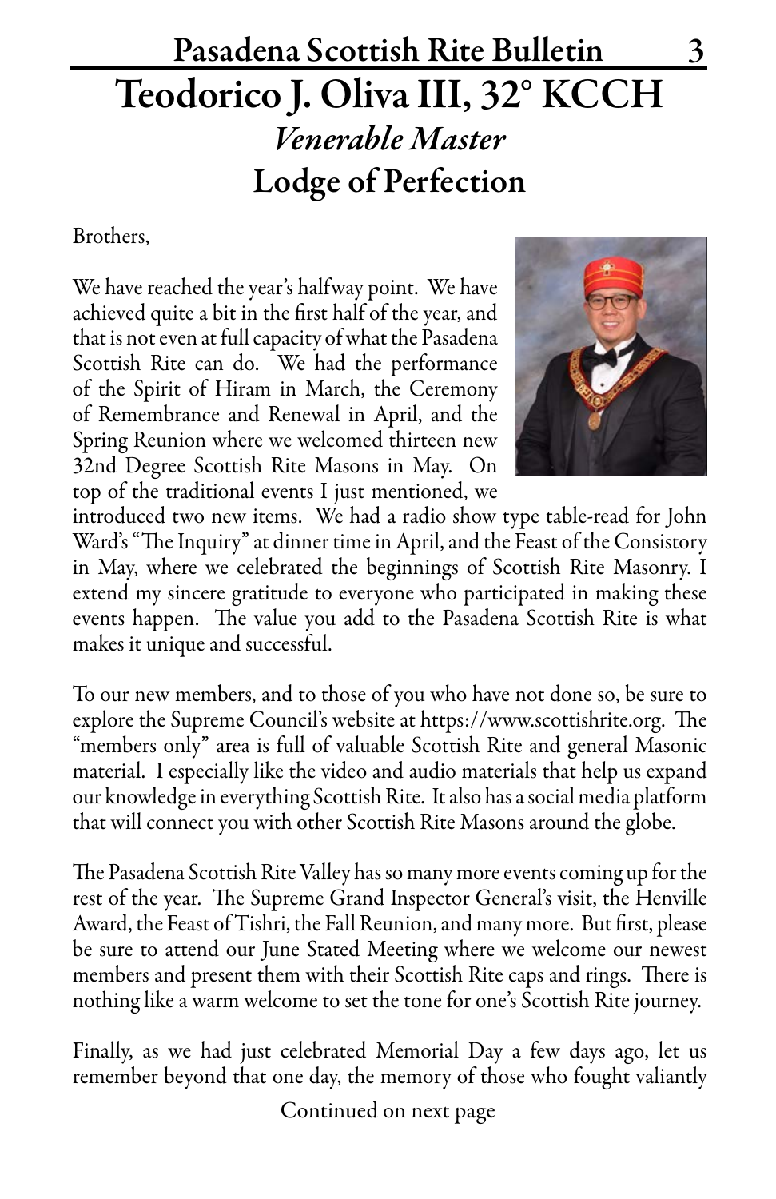# Teodorico J. Oliva III, 32° KCCH

## *Venerable Master*

## Lodge of Perfection

Brothers,

We have reached the year's halfway point. We have achieved quite a bit in the first half of the year, and that is not even at full capacity of what the Pasadena Scottish Rite can do. We had the performance of the Spirit of Hiram in March, the Ceremony of Remembrance and Renewal in April, and the Spring Reunion where we welcomed thirteen new 32nd Degree Scottish Rite Masons in May. On top of the traditional events I just mentioned, we introduced two new items. We had a radio show type table-read for John Ward's "The Inquiry" at dinner time in April, and the Feast of the Consistory in May, where we celebrated the beginnings of Scottish Rite Masonry. I extend my sincere gratitude to everyone who participated in making these events happen. The value you add to the Pasadena Scottish Rite is what makes it unique and successful.

To our new members, and to those of you who have not done so, be sure to explore the Supreme Council's website at https://www.scottishrite.org. The "members only" area is full of valuable Scottish Rite and general Masonic material. I especially like the video and audio materials that help us expand our knowledge in everything Scottish Rite. It also has a social media platform that will connect you with other Scottish Rite Masons around the globe.

The Pasadena Scottish Rite Valley has so many more events coming up for the rest of the year. The Supreme Grand Inspector General's visit, the Henville Award, the Feast of Tishri, the Fall Reunion, and many more. But first, please be sure to attend our June Stated Meeting where we welcome our newest members and present them with their Scottish Rite caps and rings. There is nothing like a warm welcome to set the tone for one's Scottish Rite journey.

Finally, as we had just celebrated Memorial Day a few days ago, let us remember beyond that one day, the memory of those who fought valiantly

Continued on next page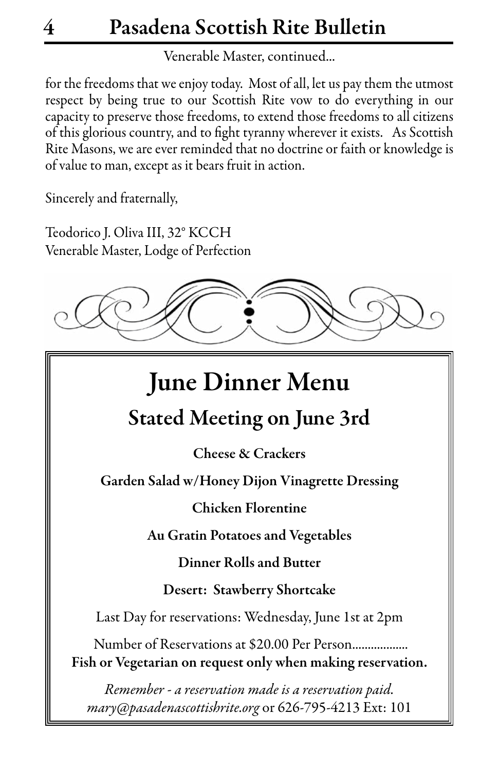Venerable Master, continued...

for the freedoms that we enjoy today. Most of all, let us pay them the utmost respect by being true to our Scottish Rite vow to do everything in our capacity to preserve those freedoms, to extend those freedoms to all citizens of this glorious country, and to fight tyranny wherever it exists. As Scottish Rite Masons, we are ever reminded that no doctrine or faith or knowledge is of value to man, except as it bears fruit in action.

Sincerely and fraternally,

Teodorico J. Oliva III, 32° KCCH
Venerable Master, Lodge of Perfection

# June Dinner Menu

## Stated Meeting on June 3rd

**Cheese & Crackers**

**Garden Salad w/Honey Dijon Vinagrette Dressing**

**Chicken Florentine**

**Au Gratin Potatoes and Vegetables**

**Dinner Rolls and Butter**

**Desert: Stawberry Shortcake**

Last Day for reservations: Wednesday, June 1st at 2pm

Number of Reservations at $20.00 Per Person..................

**Fish or Vegetarian on request only when making reservation.**

*Remember - a reservation made is a reservation paid.*

*mary@pasadenascottishrite.org* or 626-795-4213 Ext: 101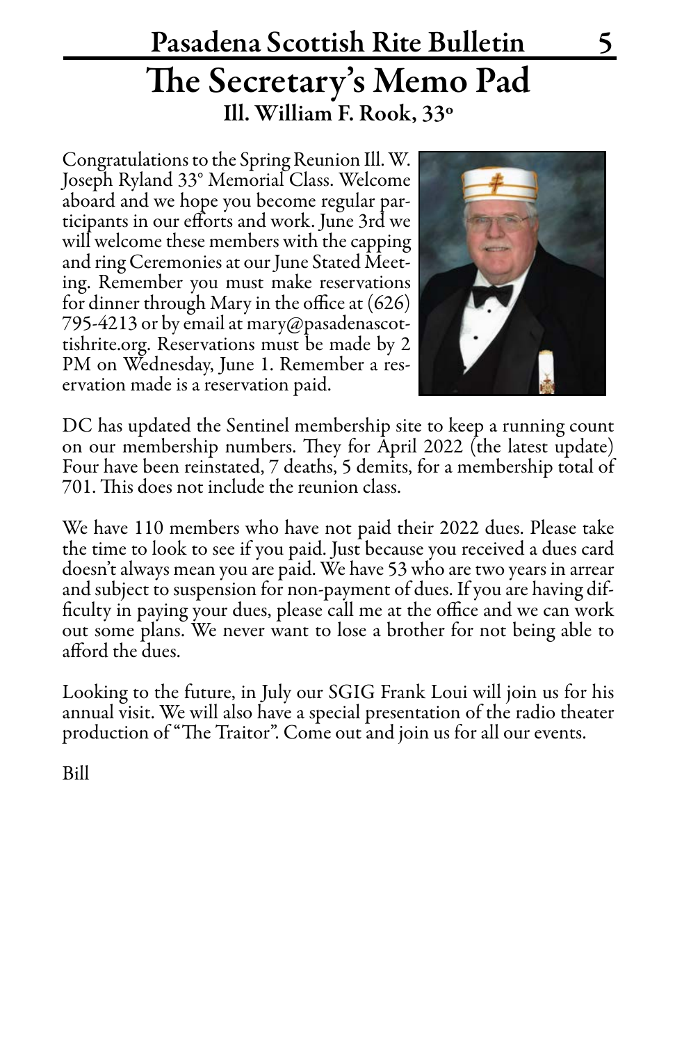# The Secretary's Memo Pad

### Ill. William F. Rook, 33°

Congratulations to the Spring Reunion Ill. W. Joseph Ryland 33° Memorial Class. Welcome aboard and we hope you become regular participants in our efforts and work. June 3rd we will welcome these members with the capping and ring Ceremonies at our June Stated Meeting. Remember you must make reservations for dinner through Mary in the office at (626) 795-4213 or by email at mary@pasadenascottishrite.org. Reservations must be made by 2 PM on Wednesday, June 1. Remember a reservation made is a reservation paid.

DC has updated the Sentinel membership site to keep a running count on our membership numbers. They for April 2022 (the latest update) Four have been reinstated, 7 deaths, 5 demits, for a membership total of 701. This does not include the reunion class.

We have 110 members who have not paid their 2022 dues. Please take the time to look to see if you paid. Just because you received a dues card doesn't always mean you are paid. We have 53 who are two years in arrear and subject to suspension for non-payment of dues. If you are having difficulty in paying your dues, please call me at the office and we can work out some plans. We never want to lose a brother for not being able to afford the dues.

Looking to the future, in July our SGIG Frank Loui will join us for his annual visit. We will also have a special presentation of the radio theater production of "The Traitor". Come out and join us for all our events.

Bill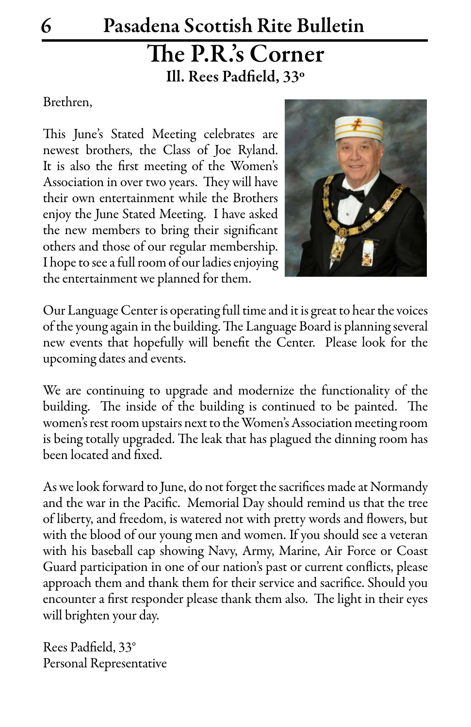# The P.R.'s Corner

### Ill. Rees Padfield, 33°

Brethren,

This June's Stated Meeting celebrates are newest brothers, the Class of Joe Ryland. It is also the first meeting of the Women's Association in over two years. They will have their own entertainment while the Brothers enjoy the June Stated Meeting. I have asked the new members to bring their significant others and those of our regular membership. I hope to see a full room of our ladies enjoying the entertainment we planned for them.

Our Language Center is operating full time and it is great to hear the voices of the young again in the building. The Language Board is planning several new events that hopefully will benefit the Center. Please look for the upcoming dates and events.

We are continuing to upgrade and modernize the functionality of the building. The inside of the building is continued to be painted. The women's rest room upstairs next to the Women's Association meeting room is being totally upgraded. The leak that has plagued the dinning room has been located and fixed.

As we look forward to June, do not forget the sacrifices made at Normandy and the war in the Pacific. Memorial Day should remind us that the tree of liberty, and freedom, is watered not with pretty words and flowers, but with the blood of our young men and women. If you should see a veteran with his baseball cap showing Navy, Army, Marine, Air Force or Coast Guard participation in one of our nation's past or current conflicts, please approach them and thank them for their service and sacrifice. Should you encounter a first responder please thank them also. The light in their eyes will brighten your day.

Rees Padfield, 33°
Personal Representative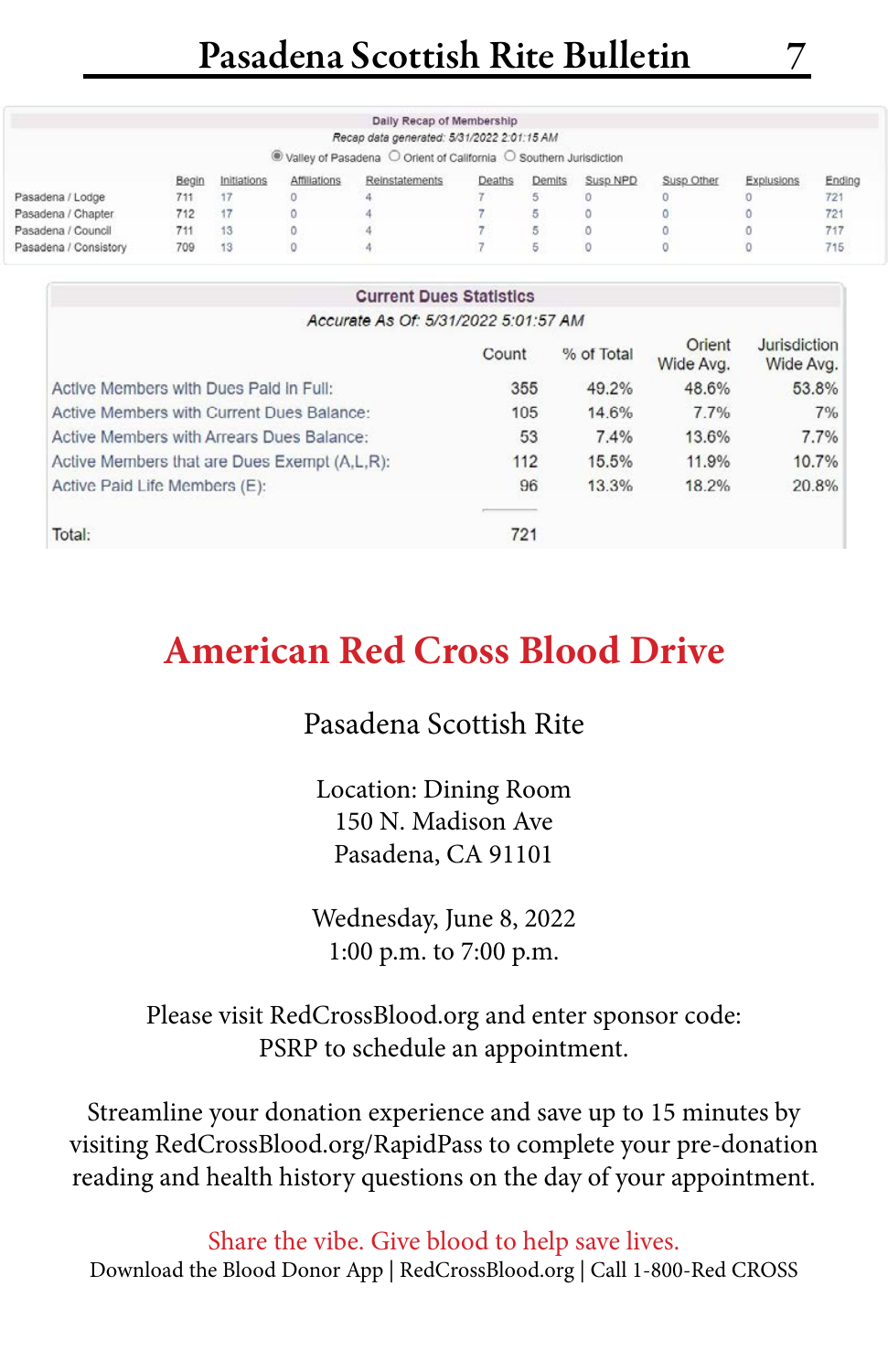## Daily Recap of Membership

*Recap data generated: 5/31/2022 2:01:15 AM*

◉ Valley of Pasadena ○ Orient of California ○ Southern Jurisdiction

| | Begin | Initiations | Affiliations | Reinstatements | Deaths | Demits | Susp NPD | Susp Other | Explusions | Ending |
|---|---|---|---|---|---|---|---|---|---|---|
| Pasadena / Lodge | 711 | 17 | 0 | 4 | 7 | 5 | 0 | 0 | 0 | 721 |
| Pasadena / Chapter | 712 | 17 | 0 | 4 | 7 | 5 | 0 | 0 | 0 | 721 |
| Pasadena / Council | 711 | 13 | 0 | 4 | 7 | 5 | 0 | 0 | 0 | 717 |
| Pasadena / Consistory | 709 | 13 | 0 | 4 | 7 | 5 | 0 | 0 | 0 | 715 |

## Current Dues Statistics

*Accurate As Of: 5/31/2022 5:01:57 AM*

| | Count | % of Total | Orient Wide Avg. | Jurisdiction Wide Avg. |
|---|---|---|---|---|
| Active Members with Dues Paid in Full: | 355 | 49.2% | 48.6% | 53.8% |
| Active Members with Current Dues Balance: | 105 | 14.6% | 7.7% | 7% |
| Active Members with Arrears Dues Balance: | 53 | 7.4% | 13.6% | 7.7% |
| Active Members that are Dues Exempt (A,L,R): | 112 | 15.5% | 11.9% | 10.7% |
| Active Paid Life Members (E): | 96 | 13.3% | 18.2% | 20.8% |
| Total: | 721 | | | |

# American Red Cross Blood Drive

Pasadena Scottish Rite

Location: Dining Room
150 N. Madison Ave
Pasadena, CA 91101

Wednesday, June 8, 2022
1:00 p.m. to 7:00 p.m.

Please visit RedCrossBlood.org and enter sponsor code: PSRP to schedule an appointment.

Streamline your donation experience and save up to 15 minutes by visiting RedCrossBlood.org/RapidPass to complete your pre-donation reading and health history questions on the day of your appointment.

Share the vibe. Give blood to help save lives.
Download the Blood Donor App | RedCrossBlood.org | Call 1-800-Red CROSS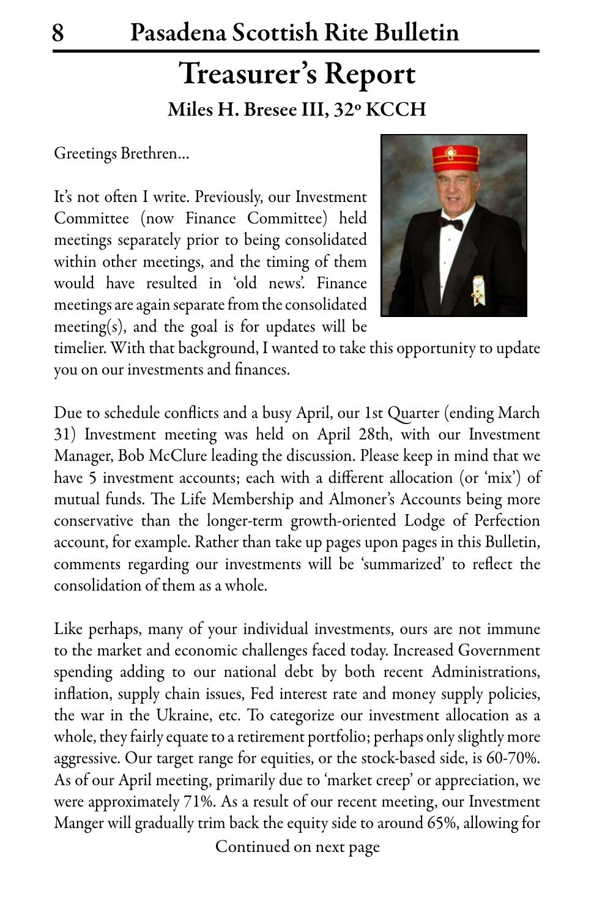# Treasurer's Report

## Miles H. Bresee III, 32° KCCH

Greetings Brethren…

It's not often I write. Previously, our Investment Committee (now Finance Committee) held meetings separately prior to being consolidated within other meetings, and the timing of them would have resulted in 'old news'. Finance meetings are again separate from the consolidated meeting(s), and the goal is for updates will be timelier. With that background, I wanted to take this opportunity to update you on our investments and finances.

Due to schedule conflicts and a busy April, our 1st Quarter (ending March 31) Investment meeting was held on April 28th, with our Investment Manager, Bob McClure leading the discussion. Please keep in mind that we have 5 investment accounts; each with a different allocation (or 'mix') of mutual funds. The Life Membership and Almoner's Accounts being more conservative than the longer-term growth-oriented Lodge of Perfection account, for example. Rather than take up pages upon pages in this Bulletin, comments regarding our investments will be 'summarized' to reflect the consolidation of them as a whole.

Like perhaps, many of your individual investments, ours are not immune to the market and economic challenges faced today. Increased Government spending adding to our national debt by both recent Administrations, inflation, supply chain issues, Fed interest rate and money supply policies, the war in the Ukraine, etc. To categorize our investment allocation as a whole, they fairly equate to a retirement portfolio; perhaps only slightly more aggressive. Our target range for equities, or the stock-based side, is 60-70%. As of our April meeting, primarily due to 'market creep' or appreciation, we were approximately 71%. As a result of our recent meeting, our Investment Manger will gradually trim back the equity side to around 65%, allowing for

Continued on next page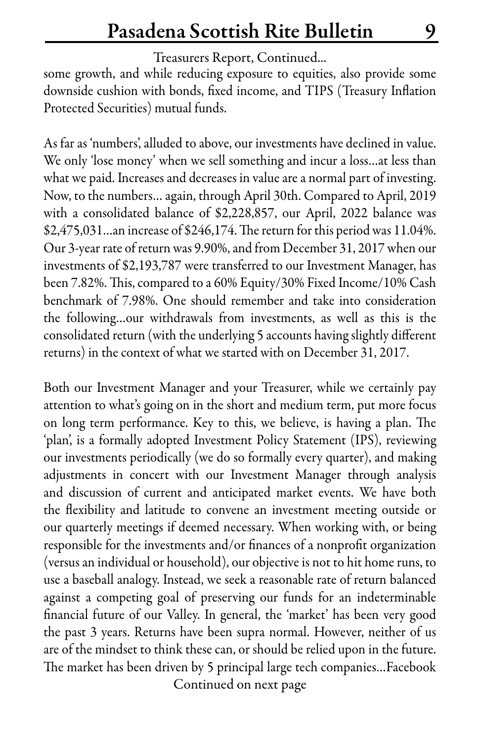Treasurers Report, Continued...

some growth, and while reducing exposure to equities, also provide some downside cushion with bonds, fixed income, and TIPS (Treasury Inflation Protected Securities) mutual funds.

As far as 'numbers', alluded to above, our investments have declined in value. We only 'lose money' when we sell something and incur a loss...at less than what we paid. Increases and decreases in value are a normal part of investing. Now, to the numbers... again, through April 30th. Compared to April, 2019 with a consolidated balance of $2,228,857, our April, 2022 balance was $2,475,031...an increase of $246,174. The return for this period was 11.04%. Our 3-year rate of return was 9.90%, and from December 31, 2017 when our investments of $2,193,787 were transferred to our Investment Manager, has been 7.82%. This, compared to a 60% Equity/30% Fixed Income/10% Cash benchmark of 7.98%. One should remember and take into consideration the following...our withdrawals from investments, as well as this is the consolidated return (with the underlying 5 accounts having slightly different returns) in the context of what we started with on December 31, 2017.

Both our Investment Manager and your Treasurer, while we certainly pay attention to what's going on in the short and medium term, put more focus on long term performance. Key to this, we believe, is having a plan. The 'plan', is a formally adopted Investment Policy Statement (IPS), reviewing our investments periodically (we do so formally every quarter), and making adjustments in concert with our Investment Manager through analysis and discussion of current and anticipated market events. We have both the flexibility and latitude to convene an investment meeting outside or our quarterly meetings if deemed necessary. When working with, or being responsible for the investments and/or finances of a nonprofit organization (versus an individual or household), our objective is not to hit home runs, to use a baseball analogy. Instead, we seek a reasonable rate of return balanced against a competing goal of preserving our funds for an indeterminable financial future of our Valley. In general, the 'market' has been very good the past 3 years. Returns have been supra normal. However, neither of us are of the mindset to think these can, or should be relied upon in the future. The market has been driven by 5 principal large tech companies...Facebook

Continued on next page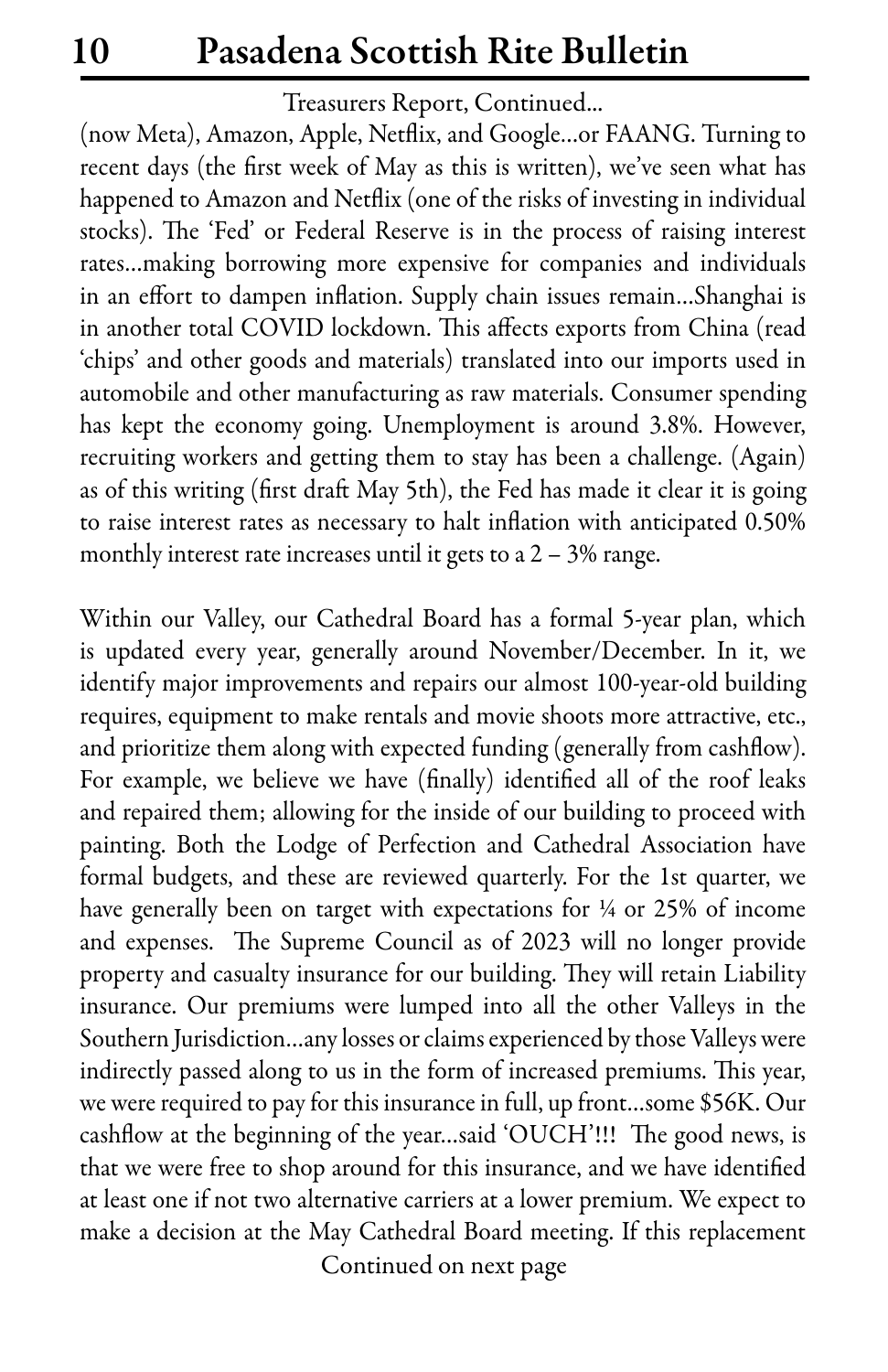Treasurers Report, Continued...

(now Meta), Amazon, Apple, Netflix, and Google...or FAANG. Turning to recent days (the first week of May as this is written), we've seen what has happened to Amazon and Netflix (one of the risks of investing in individual stocks). The 'Fed' or Federal Reserve is in the process of raising interest rates...making borrowing more expensive for companies and individuals in an effort to dampen inflation. Supply chain issues remain...Shanghai is in another total COVID lockdown. This affects exports from China (read 'chips' and other goods and materials) translated into our imports used in automobile and other manufacturing as raw materials. Consumer spending has kept the economy going. Unemployment is around 3.8%. However, recruiting workers and getting them to stay has been a challenge. (Again) as of this writing (first draft May 5th), the Fed has made it clear it is going to raise interest rates as necessary to halt inflation with anticipated 0.50% monthly interest rate increases until it gets to a 2 – 3% range.

Within our Valley, our Cathedral Board has a formal 5-year plan, which is updated every year, generally around November/December. In it, we identify major improvements and repairs our almost 100-year-old building requires, equipment to make rentals and movie shoots more attractive, etc., and prioritize them along with expected funding (generally from cashflow). For example, we believe we have (finally) identified all of the roof leaks and repaired them; allowing for the inside of our building to proceed with painting. Both the Lodge of Perfection and Cathedral Association have formal budgets, and these are reviewed quarterly. For the 1st quarter, we have generally been on target with expectations for ¼ or 25% of income and expenses. The Supreme Council as of 2023 will no longer provide property and casualty insurance for our building. They will retain Liability insurance. Our premiums were lumped into all the other Valleys in the Southern Jurisdiction...any losses or claims experienced by those Valleys were indirectly passed along to us in the form of increased premiums. This year, we were required to pay for this insurance in full, up front...some $56K. Our cashflow at the beginning of the year...said 'OUCH'!!! The good news, is that we were free to shop around for this insurance, and we have identified at least one if not two alternative carriers at a lower premium. We expect to make a decision at the May Cathedral Board meeting. If this replacement

Continued on next page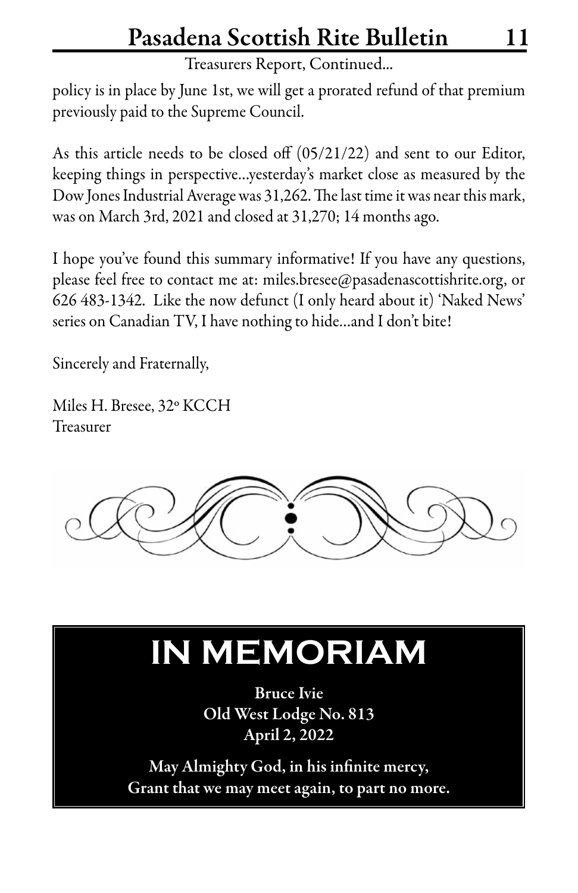Treasurers Report, Continued...

policy is in place by June 1st, we will get a prorated refund of that premium previously paid to the Supreme Council.

As this article needs to be closed off (05/21/22) and sent to our Editor, keeping things in perspective...yesterday's market close as measured by the Dow Jones Industrial Average was 31,262. The last time it was near this mark, was on March 3rd, 2021 and closed at 31,270; 14 months ago.

I hope you've found this summary informative! If you have any questions, please feel free to contact me at: miles.bresee@pasadenascottishrite.org, or 626 483-1342. Like the now defunct (I only heard about it) 'Naked News' series on Canadian TV, I have nothing to hide...and I don't bite!

Sincerely and Fraternally,

Miles H. Bresee, 32° KCCH
Treasurer

# IN MEMORIAM

**Bruce Ivie**
**Old West Lodge No. 813**
**April 2, 2022**

**May Almighty God, in his infinite mercy,**
**Grant that we may meet again, to part no more.**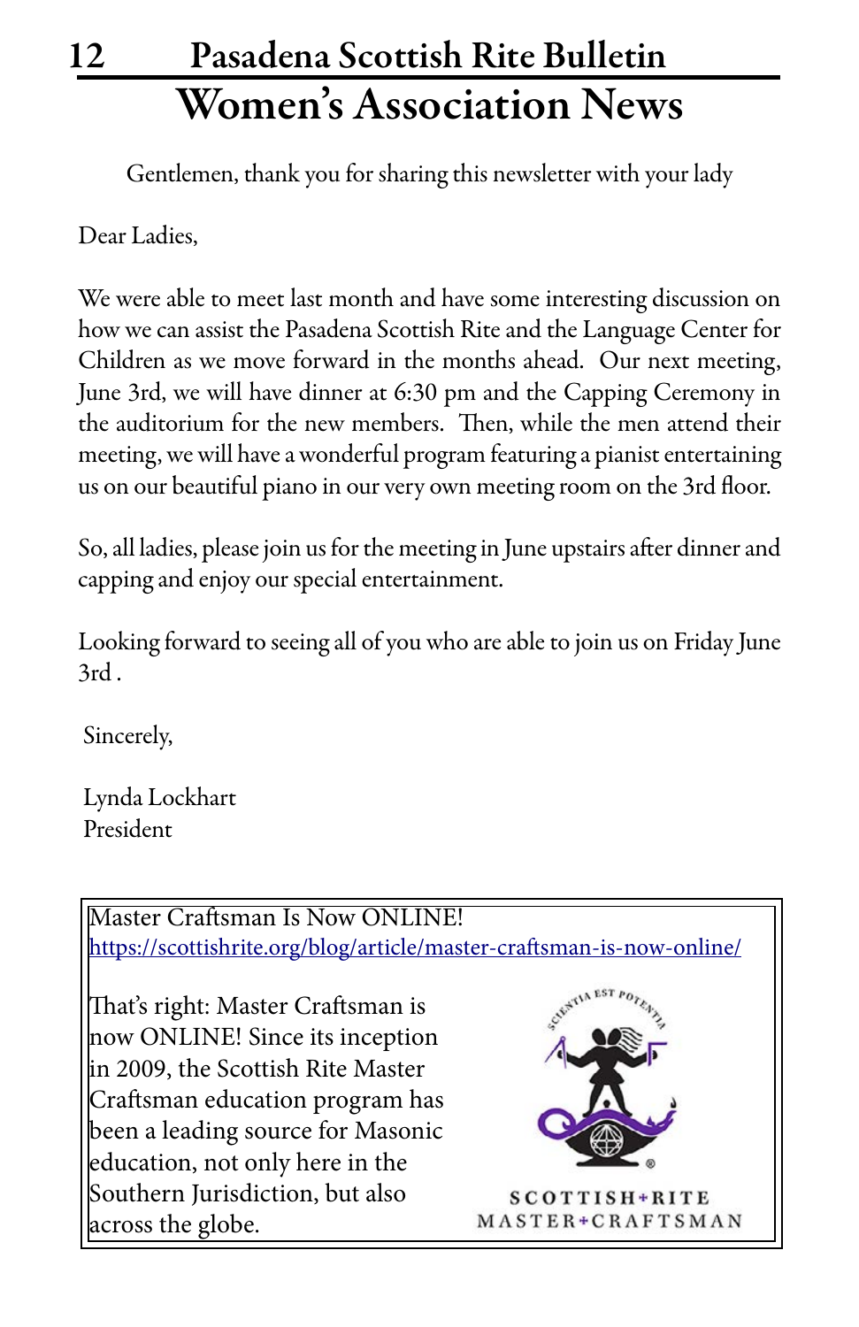# Women's Association News

Gentlemen, thank you for sharing this newsletter with your lady

Dear Ladies,

We were able to meet last month and have some interesting discussion on how we can assist the Pasadena Scottish Rite and the Language Center for Children as we move forward in the months ahead. Our next meeting, June 3rd, we will have dinner at 6:30 pm and the Capping Ceremony in the auditorium for the new members. Then, while the men attend their meeting, we will have a wonderful program featuring a pianist entertaining us on our beautiful piano in our very own meeting room on the 3rd floor.

So, all ladies, please join us for the meeting in June upstairs after dinner and capping and enjoy our special entertainment.

Looking forward to seeing all of you who are able to join us on Friday June 3rd .

Sincerely,

Lynda Lockhart
President

---

Master Craftsman Is Now ONLINE!
https://scottishrite.org/blog/article/master-craftsman-is-now-online/

That's right: Master Craftsman is now ONLINE! Since its inception in 2009, the Scottish Rite Master Craftsman education program has been a leading source for Masonic education, not only here in the Southern Jurisdiction, but also across the globe.

SCIENTIA EST POTENTIA

SCOTTISH RITE MASTER CRAFTSMAN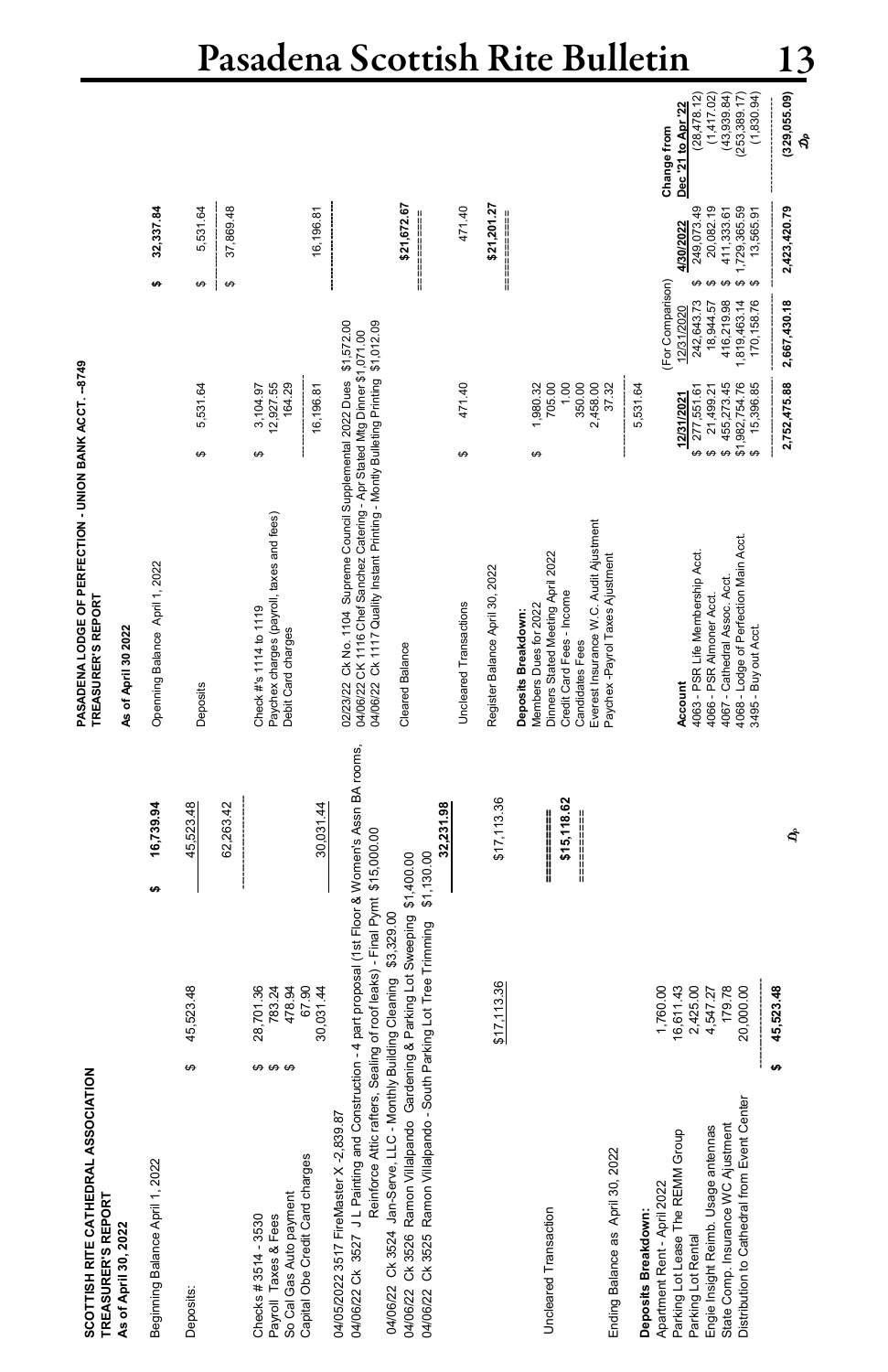## SCOTTISH RITE CATHEDRAL ASSOCIATION
**TREASURER'S REPORT**
**As of April 30, 2022**

| | | |
|---|---|---|
| Beginning Balance April 1, 2022 | | $ 16,739.94 |
| Deposits: | $ 45,523.48 | 45,523.48 |
| | | 62,263.42 |
| Checks # 3514 - 3530 | $ 28,701.36 | |
| Payroll Taxes & Fees | $ 783.24 | |
| So Cal Gas Auto payment | $ 478.94 | |
| Capital Obe Credit Card charges | 67.90 | |
| | 30,031.44 | 30,031.44 |

04/05/2022 3517 FireMaster X -2,839.87

04/06/22 Ck 3527 J L Painting and Construction - 4 part proposal (1st Floor & Women's Assn BA rooms, Reinforce Attic rafters, Sealing of roof leaks) - Final Pymt $15,000.00

04/06/22 Ck 3524 Jan-Serve, LLC - Monthly Building Cleaning $3,329.00

04/06/22 Ck 3526 Ramon Villalpando Gardening & Parking Lot Sweeping $1,400.00

04/06/22 Ck 3525 Ramon Villalpando - South Parking Lot Tree Trimming $1,130.00

| | | |
|---|---|---|
| | | 32,231.98 |
| Uncleared Transaction | $17,113.36 | $17,113.36 |
| Ending Balance as April 30, 2022 | | $15,118.62 |

**Deposits Breakdown:**

| | |
|---|---|
| Apartment Rent - April 2022 | 1,760.00 |
| Parking Lot Lease The REMM Group | 16,611.43 |
| Parking Lot Rental | 2,425.00 |
| Engie Insight Reimb. Usage antennas | 4,547.27 |
| State Comp. Insurance WC Ajustment | 179.78 |
| Distribution to Cathedral from Event Center | 20,000.00 |
| | $ 45,523.48 |

## PASADENA LODGE OF PERFECTION - UNION BANK ACCT. --8749
**TREASURER'S REPORT**
**As of April 30 2022**

| | | |
|---|---|---|
| Openning Balance April 1, 2022 | | $ 32,337.84 |
| Deposits | $ 5,531.64 | $ 5,531.64 |
| | | $ 37,869.48 |
| Check #'s 1114 to 1119 | $ 3,104.97 | |
| Paychex charges (payroll, taxes and fees) | 12,927.55 | |
| Debit Card charges | 164.29 | |
| | 16,196.81 | 16,196.81 |

02/23/22 Ck No. 1104 Supreme Council Supplemental 2022 Dues $1,572.00

04/06/22 CK 1116 Chef Sanchez Catering - Apr Stated Mtg Dinner $1,071.00

04/06/22 Ck 1117 Quality Instant Printing - Montly Bulleting Printing $1,012.09

| | | |
|---|---|---|
| Cleared Balance | | $21,672.67 |
| Uncleared Transactions | $ 471.40 | 471.40 |
| Register Balance April 30, 2022 | | $21,201.27 |

**Deposits Breakdown:**

| | |
|---|---|
| Members Dues for 2022 | $ 1,980.32 |
| Dinners Stated Meeting April 2022 | 705.00 |
| Credit Card Fees - Income | 1.00 |
| Candidates Fees | 350.00 |
| Everest Insurance W.C. Audit Ajustment | 2,458.00 |
| Paychex -Payrol Taxes Ajustment | 37.32 |
| | 5,531.64 |

| Account | 12/31/2021 | (For Comparison) 12/31/2020 | 4/30/2022 | Change from Dec '21 to Apr '22 |
|---|---|---|---|---|
| 4063 - PSR Life Membership Acct. | $ 277,551.61 | $ 242,643.73 | $ 249,073.49 | (28,478.12) |
| 4066 - PSR Almoner Acct. | $ 21,499.21 | $ 18,944.57 | $ 20,082.19 | (1,417.02) |
| 4067 - Cathedral Assoc. Acct. | $ 455,273.45 | $ 416,219.98 | $ 411,333.61 | (43,939.84) |
| 4068 - Lodge of Perfection Main Acct. | $1,982,754.76 | $ 1,819,463.14 | $ 1,729,365.59 | (253,389.17) |
| 3495 - Buy out Acct. | $ 15,396.85 | $ 170,158.76 | $ 13,565.91 | (1,830.94) |
| | 2,752,475.88 | 2,667,430.18 | 2,423,420.79 | (329,055.09) |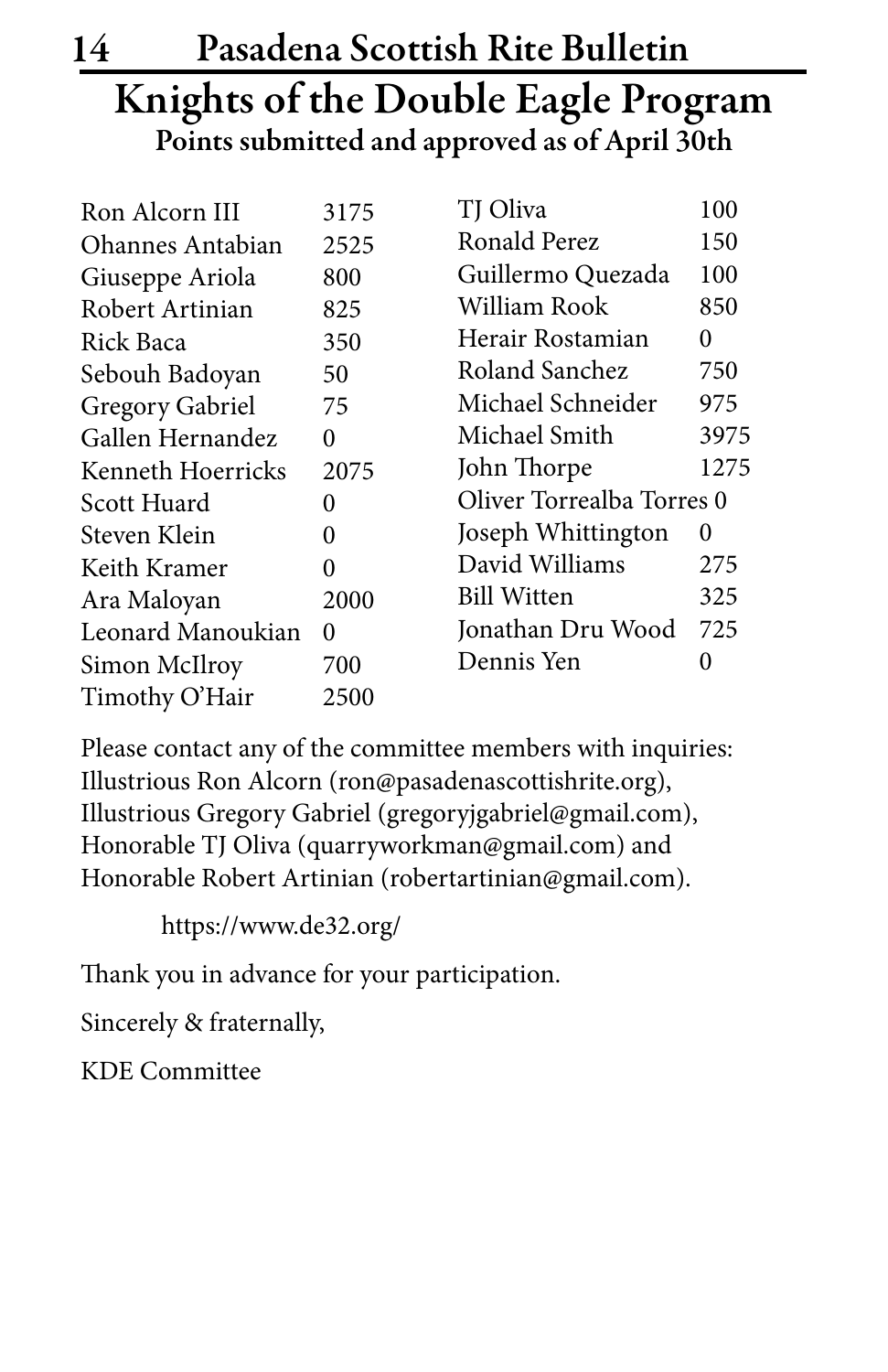# Knights of the Double Eagle Program

### Points submitted and approved as of April 30th

| Name | Points |
|---|---|
| Ron Alcorn III | 3175 |
| Ohannes Antabian | 2525 |
| Giuseppe Ariola | 800 |
| Robert Artinian | 825 |
| Rick Baca | 350 |
| Sebouh Badoyan | 50 |
| Gregory Gabriel | 75 |
| Gallen Hernandez | 0 |
| Kenneth Hoerricks | 2075 |
| Scott Huard | 0 |
| Steven Klein | 0 |
| Keith Kramer | 0 |
| Ara Maloyan | 2000 |
| Leonard Manoukian | 0 |
| Simon McIlroy | 700 |
| Timothy O'Hair | 2500 |
| TJ Oliva | 100 |
| Ronald Perez | 150 |
| Guillermo Quezada | 100 |
| William Rook | 850 |
| Herair Rostamian | 0 |
| Roland Sanchez | 750 |
| Michael Schneider | 975 |
| Michael Smith | 3975 |
| John Thorpe | 1275 |
| Oliver Torrealba Torres | 0 |
| Joseph Whittington | 0 |
| David Williams | 275 |
| Bill Witten | 325 |
| Jonathan Dru Wood | 725 |
| Dennis Yen | 0 |

Please contact any of the committee members with inquiries: Illustrious Ron Alcorn (ron@pasadenascottishrite.org), Illustrious Gregory Gabriel (gregoryjgabriel@gmail.com), Honorable TJ Oliva (quarryworkman@gmail.com) and Honorable Robert Artinian (robertartinian@gmail.com).

https://www.de32.org/

Thank you in advance for your participation.

Sincerely & fraternally,

KDE Committee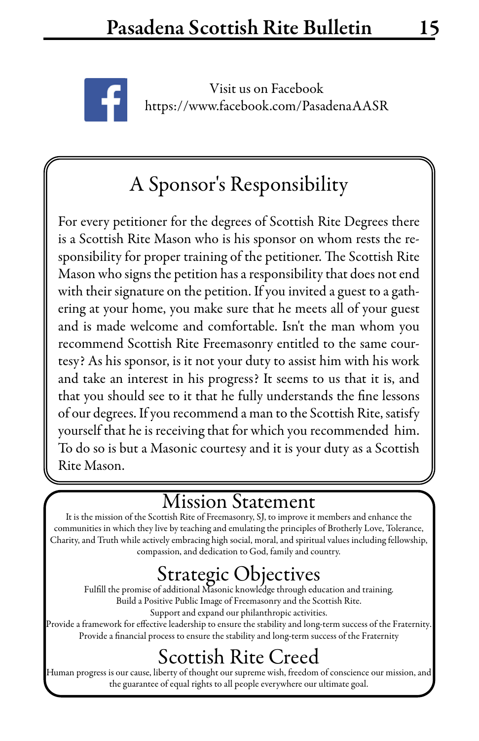Visit us on Facebook
https://www.facebook.com/PasadenaAASR

## A Sponsor's Responsibility

For every petitioner for the degrees of Scottish Rite Degrees there is a Scottish Rite Mason who is his sponsor on whom rests the responsibility for proper training of the petitioner. The Scottish Rite Mason who signs the petition has a responsibility that does not end with their signature on the petition. If you invited a guest to a gathering at your home, you make sure that he meets all of your guest and is made welcome and comfortable. Isn't the man whom you recommend Scottish Rite Freemasonry entitled to the same courtesy? As his sponsor, is it not your duty to assist him with his work and take an interest in his progress? It seems to us that it is, and that you should see to it that he fully understands the fine lessons of our degrees. If you recommend a man to the Scottish Rite, satisfy yourself that he is receiving that for which you recommended him. To do so is but a Masonic courtesy and it is your duty as a Scottish Rite Mason.

## Mission Statement

It is the mission of the Scottish Rite of Freemasonry, SJ, to improve it members and enhance the communities in which they live by teaching and emulating the principles of Brotherly Love, Tolerance, Charity, and Truth while actively embracing high social, moral, and spiritual values including fellowship, compassion, and dedication to God, family and country.

## Strategic Objectives

Fulfill the promise of additional Masonic knowledge through education and training.
Build a Positive Public Image of Freemasonry and the Scottish Rite.
Support and expand our philanthropic activities.
Provide a framework for effective leadership to ensure the stability and long-term success of the Fraternity.
Provide a financial process to ensure the stability and long-term success of the Fraternity

## Scottish Rite Creed

Human progress is our cause, liberty of thought our supreme wish, freedom of conscience our mission, and the guarantee of equal rights to all people everywhere our ultimate goal.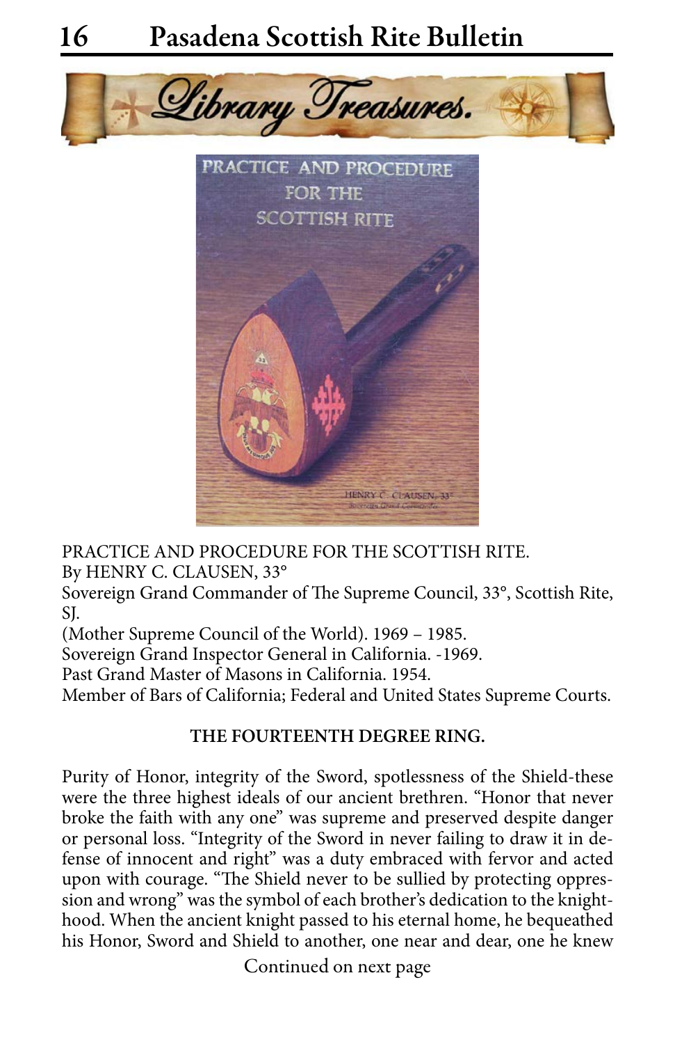# Library Treasures.

PRACTICE AND PROCEDURE FOR THE SCOTTISH RITE.
By HENRY C. CLAUSEN, 33°
Sovereign Grand Commander of The Supreme Council, 33°, Scottish Rite, SJ.
(Mother Supreme Council of the World). 1969 – 1985.
Sovereign Grand Inspector General in California. -1969.
Past Grand Master of Masons in California. 1954.
Member of Bars of California; Federal and United States Supreme Courts.

**THE FOURTEENTH DEGREE RING.**

Purity of Honor, integrity of the Sword, spotlessness of the Shield-these were the three highest ideals of our ancient brethren. "Honor that never broke the faith with any one" was supreme and preserved despite danger or personal loss. "Integrity of the Sword in never failing to draw it in defense of innocent and right" was a duty embraced with fervor and acted upon with courage. "The Shield never to be sullied by protecting oppression and wrong" was the symbol of each brother's dedication to the knighthood. When the ancient knight passed to his eternal home, he bequeathed his Honor, Sword and Shield to another, one near and dear, one he knew

Continued on next page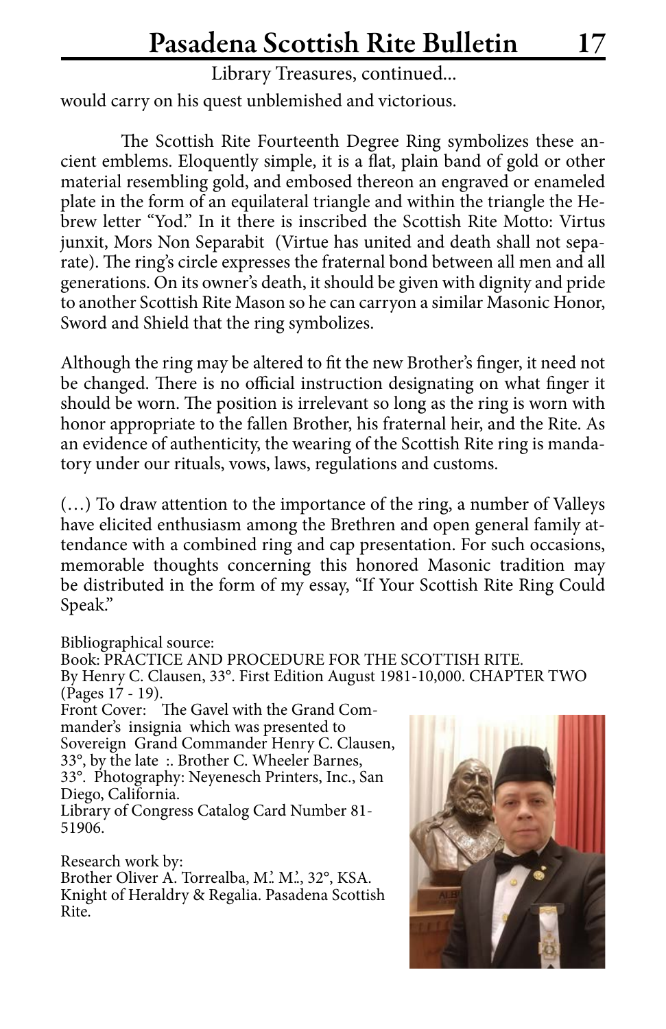Library Treasures, continued...

would carry on his quest unblemished and victorious.

The Scottish Rite Fourteenth Degree Ring symbolizes these ancient emblems. Eloquently simple, it is a flat, plain band of gold or other material resembling gold, and embosed thereon an engraved or enameled plate in the form of an equilateral triangle and within the triangle the Hebrew letter "Yod." In it there is inscribed the Scottish Rite Motto: Virtus junxit, Mors Non Separabit (Virtue has united and death shall not separate). The ring's circle expresses the fraternal bond between all men and all generations. On its owner's death, it should be given with dignity and pride to another Scottish Rite Mason so he can carryon a similar Masonic Honor, Sword and Shield that the ring symbolizes.

Although the ring may be altered to fit the new Brother's finger, it need not be changed. There is no official instruction designating on what finger it should be worn. The position is irrelevant so long as the ring is worn with honor appropriate to the fallen Brother, his fraternal heir, and the Rite. As an evidence of authenticity, the wearing of the Scottish Rite ring is mandatory under our rituals, vows, laws, regulations and customs.

(…) To draw attention to the importance of the ring, a number of Valleys have elicited enthusiasm among the Brethren and open general family attendance with a combined ring and cap presentation. For such occasions, memorable thoughts concerning this honored Masonic tradition may be distributed in the form of my essay, "If Your Scottish Rite Ring Could Speak."

Bibliographical source:
Book: PRACTICE AND PROCEDURE FOR THE SCOTTISH RITE.
By Henry C. Clausen, 33°. First Edition August 1981-10,000. CHAPTER TWO (Pages 17 - 19).
Front Cover: The Gavel with the Grand Commander's insignia which was presented to Sovereign Grand Commander Henry C. Clausen, 33°, by the late :. Brother C. Wheeler Barnes, 33°. Photography: Neyenesch Printers, Inc., San Diego, California.
Library of Congress Catalog Card Number 81-51906.

Research work by:
Brother Oliver A. Torrealba, M.'. M.'., 32°, KSA.
Knight of Heraldry & Regalia. Pasadena Scottish Rite.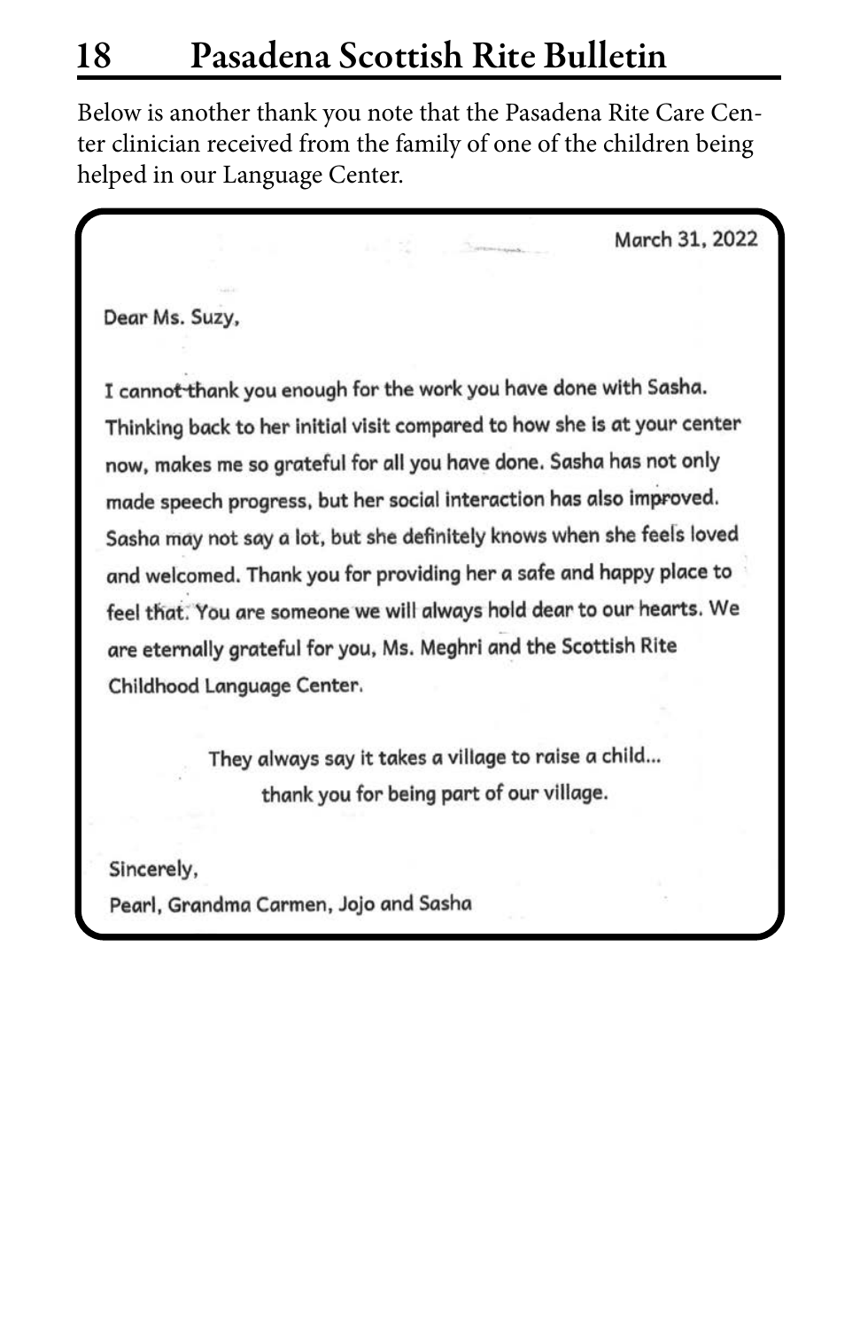Below is another thank you note that the Pasadena Rite Care Center clinician received from the family of one of the children being helped in our Language Center.

March 31, 2022

Dear Ms. Suzy,

I cannot thank you enough for the work you have done with Sasha. Thinking back to her initial visit compared to how she is at your center now, makes me so grateful for all you have done. Sasha has not only made speech progress, but her social interaction has also improved. Sasha may not say a lot, but she definitely knows when she feels loved and welcomed. Thank you for providing her a safe and happy place to feel that. You are someone we will always hold dear to our hearts. We are eternally grateful for you, Ms. Meghri and the Scottish Rite Childhood Language Center.

They always say it takes a village to raise a child...
thank you for being part of our village.

Sincerely,
Pearl, Grandma Carmen, Jojo and Sasha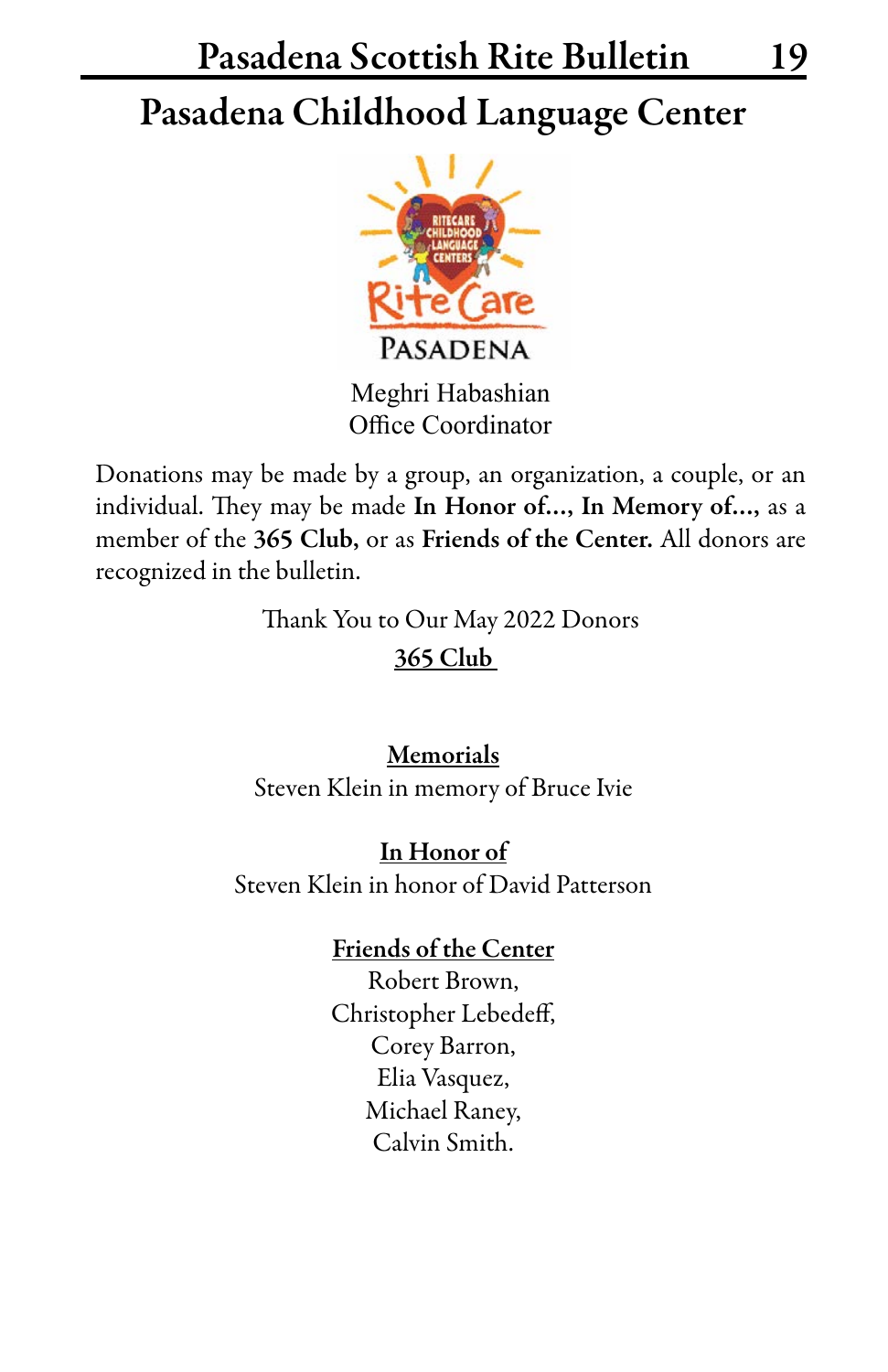# Pasadena Childhood Language Center

Meghri Habashian
Office Coordinator

Donations may be made by a group, an organization, a couple, or an individual. They may be made **In Honor of...**, **In Memory of...**, as a member of the **365 Club**, or as **Friends of the Center.** All donors are recognized in the bulletin.

Thank You to Our May 2022 Donors

**365 Club**

**Memorials**

Steven Klein in memory of Bruce Ivie

**In Honor of**

Steven Klein in honor of David Patterson

**Friends of the Center**

Robert Brown,
Christopher Lebedeff,
Corey Barron,
Elia Vasquez,
Michael Raney,
Calvin Smith.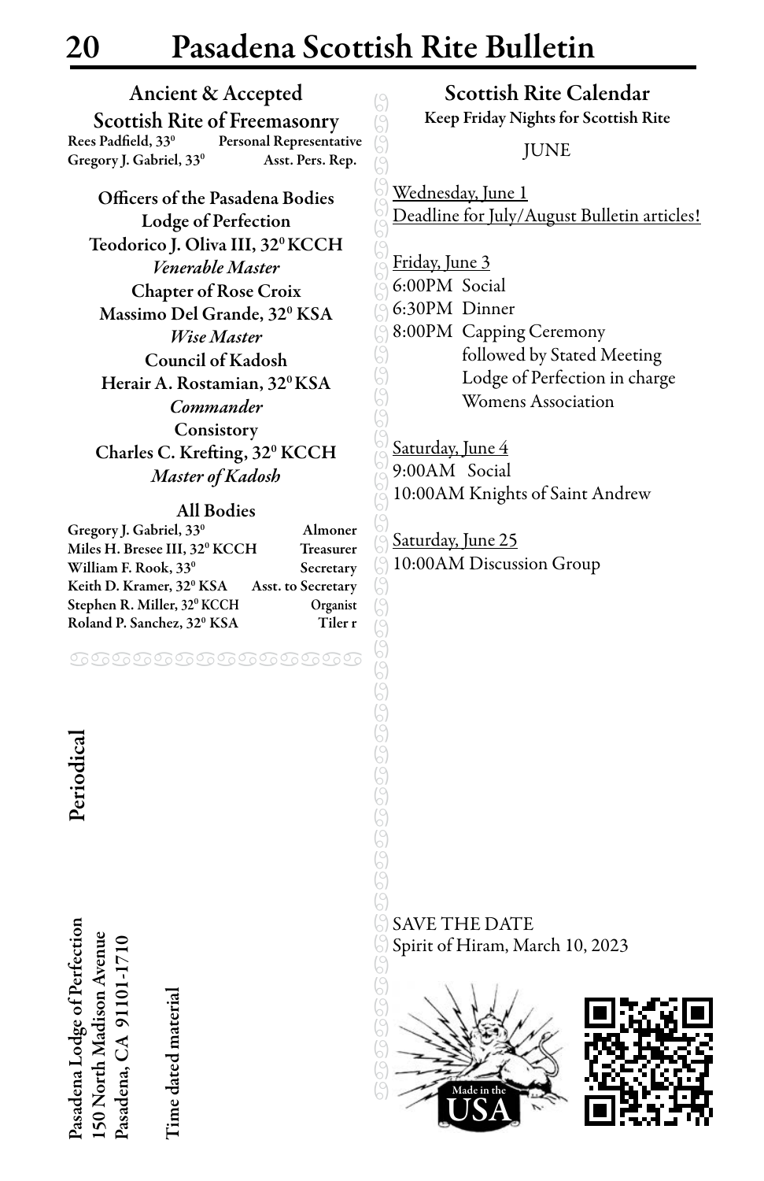## Ancient & Accepted Scottish Rite of Freemasonry

Rees Padfield, 33° Personal Representative
Gregory J. Gabriel, 33° Asst. Pers. Rep.

### Officers of the Pasadena Bodies

**Lodge of Perfection**
Teodorico J. Oliva III, 32° KCCH
*Venerable Master*

**Chapter of Rose Croix**
Massimo Del Grande, 32° KSA
*Wise Master*

**Council of Kadosh**
Herair A. Rostamian, 32° KSA
*Commander*

**Consistory**
Charles C. Krefting, 32° KCCH
*Master of Kadosh*

### All Bodies

| | |
|---|---|
| Gregory J. Gabriel, 33° | Almoner |
| Miles H. Bresee III, 32° KCCH | Treasurer |
| William F. Rook, 33° | Secretary |
| Keith D. Kramer, 32° KSA | Asst. to Secretary |
| Stephen R. Miller, 32° KCCH | Organist |
| Roland P. Sanchez, 32° KSA | Tiler r |

**Periodical**

**Pasadena Lodge of Perfection**
**150 North Madison Avenue**
**Pasadena, CA 91101-1710**

Time dated material

## Scottish Rite Calendar

**Keep Friday Nights for Scottish Rite**

JUNE

Wednesday, June 1
Deadline for July/August Bulletin articles!

Friday, June 3
6:00PM Social
6:30PM Dinner
8:00PM Capping Ceremony
followed by Stated Meeting
Lodge of Perfection in charge
Womens Association

Saturday, June 4
9:00AM Social
10:00AM Knights of Saint Andrew

Saturday, June 25
10:00AM Discussion Group

SAVE THE DATE
Spirit of Hiram, March 10, 2023

Made in the USA